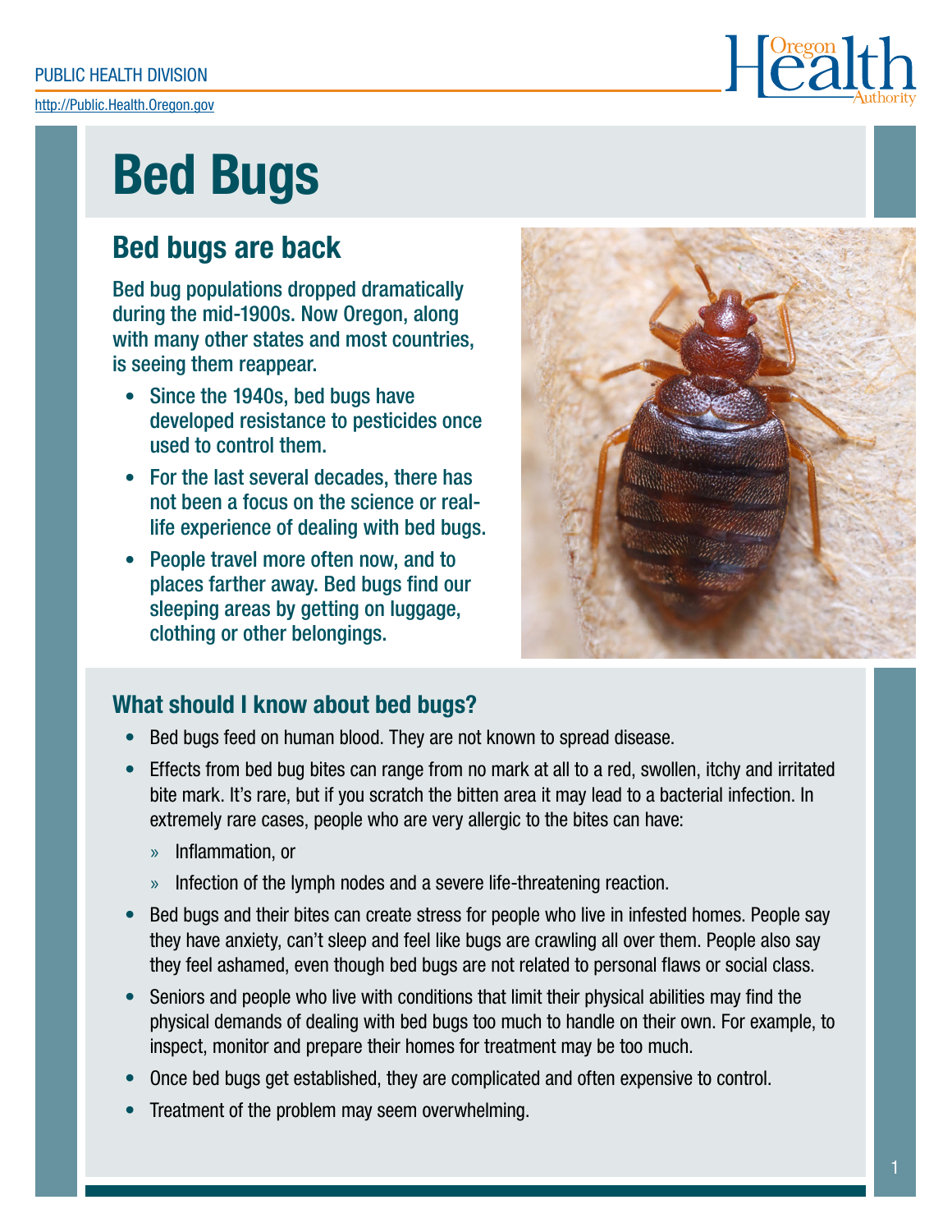PUBLIC HEALTH DIVISION

http://Public.Health.Oregon.gov

# Bed Bugs

## Bed bugs are back

Bed bug populations dropped dramatically during the mid-1900s. Now Oregon, along with many other states and most countries, is seeing them reappear.

- Since the 1940s, bed bugs have developed resistance to pesticides once used to control them.
- For the last several decades, there has not been a focus on the science or real-life experience of dealing with bed bugs.
- People travel more often now, and to places farther away. Bed bugs find our sleeping areas by getting on luggage, clothing or other belongings.

### What should I know about bed bugs?

- Bed bugs feed on human blood. They are not known to spread disease.
- Effects from bed bug bites can range from no mark at all to a red, swollen, itchy and irritated bite mark. It's rare, but if you scratch the bitten area it may lead to a bacterial infection. In extremely rare cases, people who are very allergic to the bites can have:
  - Inflammation, or
  - Infection of the lymph nodes and a severe life-threatening reaction.
- Bed bugs and their bites can create stress for people who live in infested homes. People say they have anxiety, can't sleep and feel like bugs are crawling all over them. People also say they feel ashamed, even though bed bugs are not related to personal flaws or social class.
- Seniors and people who live with conditions that limit their physical abilities may find the physical demands of dealing with bed bugs too much to handle on their own. For example, to inspect, monitor and prepare their homes for treatment may be too much.
- Once bed bugs get established, they are complicated and often expensive to control.
- Treatment of the problem may seem overwhelming.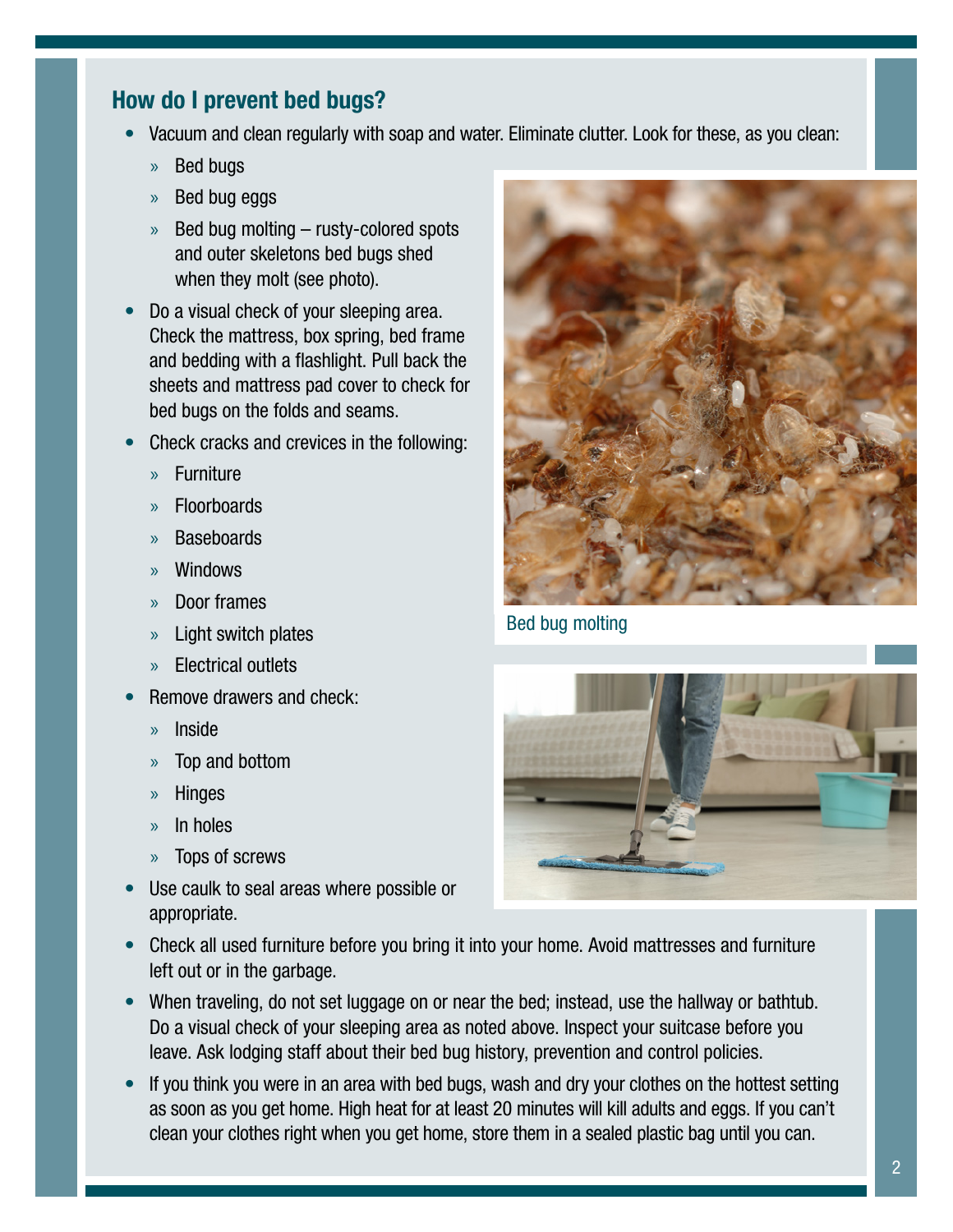## How do I prevent bed bugs?

- Vacuum and clean regularly with soap and water. Eliminate clutter. Look for these, as you clean:
  - Bed bugs
  - Bed bug eggs
  - Bed bug molting – rusty-colored spots and outer skeletons bed bugs shed when they molt (see photo).
- Do a visual check of your sleeping area. Check the mattress, box spring, bed frame and bedding with a flashlight. Pull back the sheets and mattress pad cover to check for bed bugs on the folds and seams.
- Check cracks and crevices in the following:
  - Furniture
  - Floorboards
  - Baseboards
  - Windows
  - Door frames
  - Light switch plates
  - Electrical outlets
- Remove drawers and check:
  - Inside
  - Top and bottom
  - Hinges
  - In holes
  - Tops of screws
- Use caulk to seal areas where possible or appropriate.
- Check all used furniture before you bring it into your home. Avoid mattresses and furniture left out or in the garbage.
- When traveling, do not set luggage on or near the bed; instead, use the hallway or bathtub. Do a visual check of your sleeping area as noted above. Inspect your suitcase before you leave. Ask lodging staff about their bed bug history, prevention and control policies.
- If you think you were in an area with bed bugs, wash and dry your clothes on the hottest setting as soon as you get home. High heat for at least 20 minutes will kill adults and eggs. If you can't clean your clothes right when you get home, store them in a sealed plastic bag until you can.

Bed bug molting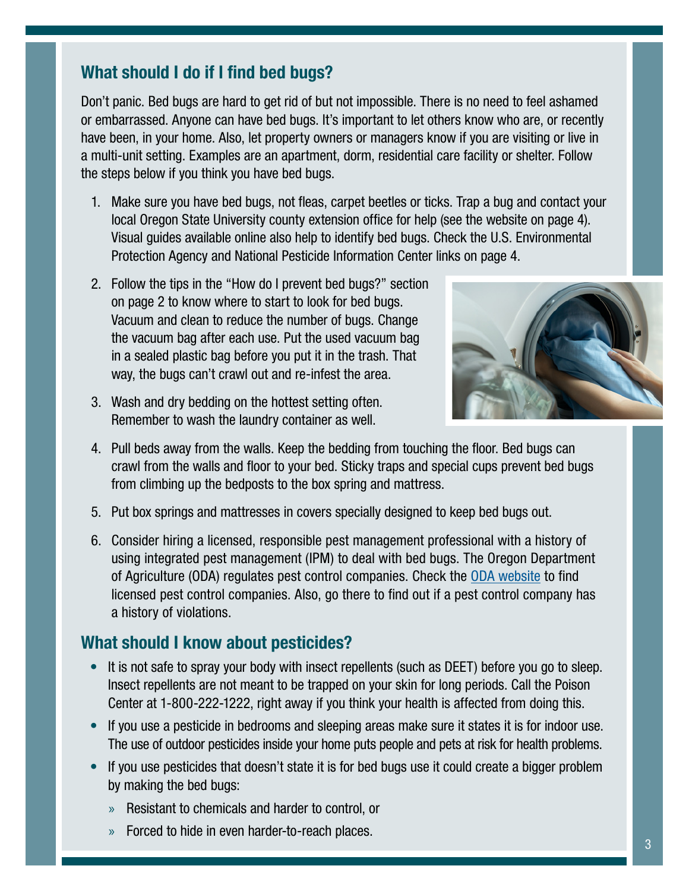## What should I do if I find bed bugs?

Don't panic. Bed bugs are hard to get rid of but not impossible. There is no need to feel ashamed or embarrassed. Anyone can have bed bugs. It's important to let others know who are, or recently have been, in your home. Also, let property owners or managers know if you are visiting or live in a multi-unit setting. Examples are an apartment, dorm, residential care facility or shelter. Follow the steps below if you think you have bed bugs.

1. Make sure you have bed bugs, not fleas, carpet beetles or ticks. Trap a bug and contact your local Oregon State University county extension office for help (see the website on page 4). Visual guides available online also help to identify bed bugs. Check the U.S. Environmental Protection Agency and National Pesticide Information Center links on page 4.
2. Follow the tips in the "How do I prevent bed bugs?" section on page 2 to know where to start to look for bed bugs. Vacuum and clean to reduce the number of bugs. Change the vacuum bag after each use. Put the used vacuum bag in a sealed plastic bag before you put it in the trash. That way, the bugs can't crawl out and re-infest the area.
3. Wash and dry bedding on the hottest setting often. Remember to wash the laundry container as well.
4. Pull beds away from the walls. Keep the bedding from touching the floor. Bed bugs can crawl from the walls and floor to your bed. Sticky traps and special cups prevent bed bugs from climbing up the bedposts to the box spring and mattress.
5. Put box springs and mattresses in covers specially designed to keep bed bugs out.
6. Consider hiring a licensed, responsible pest management professional with a history of using integrated pest management (IPM) to deal with bed bugs. The Oregon Department of Agriculture (ODA) regulates pest control companies. Check the ODA website to find licensed pest control companies. Also, go there to find out if a pest control company has a history of violations.

## What should I know about pesticides?

- It is not safe to spray your body with insect repellents (such as DEET) before you go to sleep. Insect repellents are not meant to be trapped on your skin for long periods. Call the Poison Center at 1-800-222-1222, right away if you think your health is affected from doing this.
- If you use a pesticide in bedrooms and sleeping areas make sure it states it is for indoor use. The use of outdoor pesticides inside your home puts people and pets at risk for health problems.
- If you use pesticides that doesn't state it is for bed bugs use it could create a bigger problem by making the bed bugs:
  - Resistant to chemicals and harder to control, or
  - Forced to hide in even harder-to-reach places.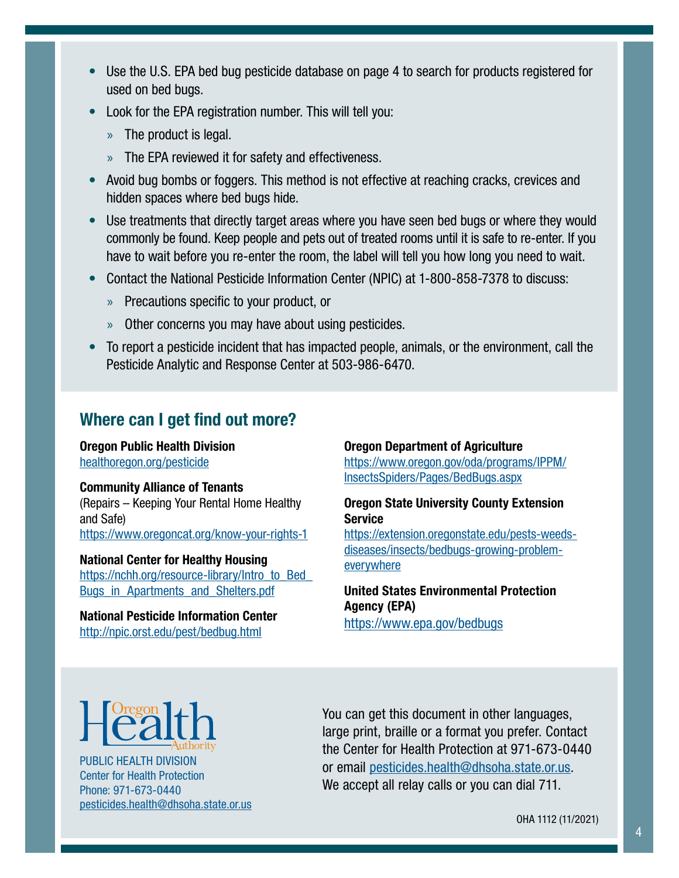- Use the U.S. EPA bed bug pesticide database on page 4 to search for products registered for used on bed bugs.
- Look for the EPA registration number. This will tell you:
  - The product is legal.
  - The EPA reviewed it for safety and effectiveness.
- Avoid bug bombs or foggers. This method is not effective at reaching cracks, crevices and hidden spaces where bed bugs hide.
- Use treatments that directly target areas where you have seen bed bugs or where they would commonly be found. Keep people and pets out of treated rooms until it is safe to re-enter. If you have to wait before you re-enter the room, the label will tell you how long you need to wait.
- Contact the National Pesticide Information Center (NPIC) at 1-800-858-7378 to discuss:
  - Precautions specific to your product, or
  - Other concerns you may have about using pesticides.
- To report a pesticide incident that has impacted people, animals, or the environment, call the Pesticide Analytic and Response Center at 503-986-6470.

## Where can I get find out more?

**Oregon Public Health Division**
healthoregon.org/pesticide

**Community Alliance of Tenants**
(Repairs – Keeping Your Rental Home Healthy and Safe)
https://www.oregoncat.org/know-your-rights-1

**National Center for Healthy Housing**
https://nchh.org/resource-library/Intro_to_Bed_Bugs_in_Apartments_and_Shelters.pdf

**National Pesticide Information Center**
http://npic.orst.edu/pest/bedbug.html

**Oregon Department of Agriculture**
https://www.oregon.gov/oda/programs/IPPM/InsectsSpiders/Pages/BedBugs.aspx

**Oregon State University County Extension Service**
https://extension.oregonstate.edu/pests-weeds-diseases/insects/bedbugs-growing-problem-everywhere

**United States Environmental Protection Agency (EPA)**
https://www.epa.gov/bedbugs

Oregon Health Authority

PUBLIC HEALTH DIVISION
Center for Health Protection
Phone: 971-673-0440
pesticides.health@dhsoha.state.or.us

You can get this document in other languages, large print, braille or a format you prefer. Contact the Center for Health Protection at 971-673-0440 or email pesticides.health@dhsoha.state.or.us. We accept all relay calls or you can dial 711.

OHA 1112 (11/2021)